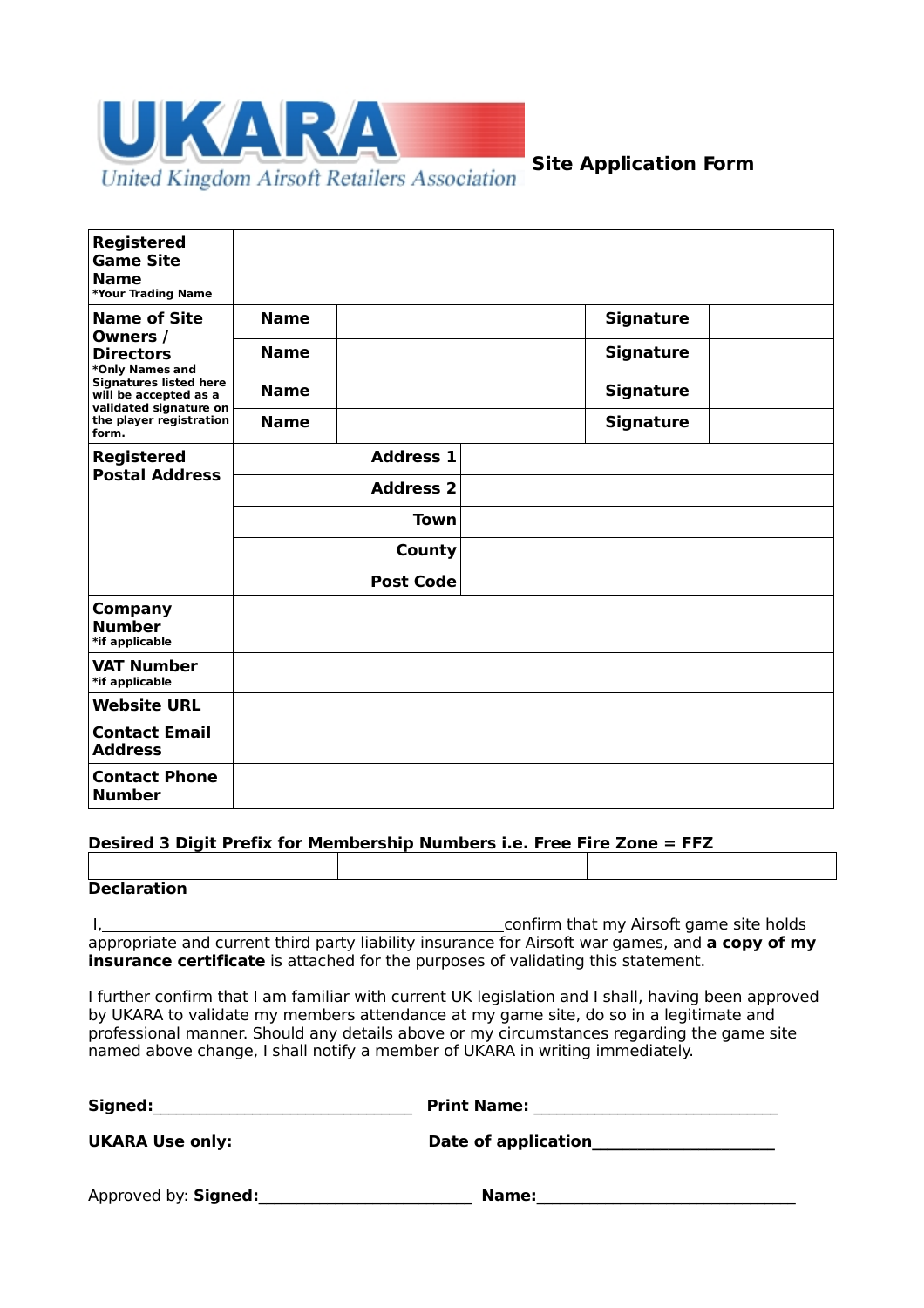UKARA
United Kingdom Airsoft Retailers Association

# Site Application Form

| **Registered Game Site Name** *Your Trading Name* | | | | |
|---|---|---|---|---|
| **Name of Site Owners / Directors** *Only Names and Signatures listed here will be accepted as a validated signature on the player registration form.* | **Name** | | **Signature** | |
| | **Name** | | **Signature** | |
| | **Name** | | **Signature** | |
| | **Name** | | **Signature** | |
| **Registered Postal Address** | **Address 1** | | | |
| | **Address 2** | | | |
| | **Town** | | | |
| | **County** | | | |
| | **Post Code** | | | |
| **Company Number** *if applicable* | | | | |
| **VAT Number** *if applicable* | | | | |
| **Website URL** | | | | |
| **Contact Email Address** | | | | |
| **Contact Phone Number** | | | | |

**Desired 3 Digit Prefix for Membership Numbers i.e. Free Fire Zone = FFZ**

| | | |
|---|---|---|
| | | |

**Declaration**

I,\_\_\_\_\_\_\_\_\_\_\_\_\_\_\_\_\_\_\_\_\_\_\_\_\_\_\_\_\_\_\_\_\_\_\_\_\_\_\_\_\_\_\_\_\_\_\_\_confirm that my Airsoft game site holds appropriate and current third party liability insurance for Airsoft war games, and **a copy of my insurance certificate** is attached for the purposes of validating this statement.

I further confirm that I am familiar with current UK legislation and I shall, having been approved by UKARA to validate my members attendance at my game site, do so in a legitimate and professional manner. Should any details above or my circumstances regarding the game site named above change, I shall notify a member of UKARA in writing immediately.

**Signed:**\_\_\_\_\_\_\_\_\_\_\_\_\_\_\_\_\_\_\_\_\_\_\_\_\_\_\_\_\_\_\_\_ **Print Name:** \_\_\_\_\_\_\_\_\_\_\_\_\_\_\_\_\_\_\_\_\_\_\_\_\_\_\_\_\_\_

**UKARA Use only:** **Date of application**\_\_\_\_\_\_\_\_\_\_\_\_\_\_\_\_\_\_\_\_\_\_

Approved by: **Signed:**\_\_\_\_\_\_\_\_\_\_\_\_\_\_\_\_\_\_\_\_\_\_\_\_\_\_ **Name:**\_\_\_\_\_\_\_\_\_\_\_\_\_\_\_\_\_\_\_\_\_\_\_\_\_\_\_\_\_\_\_\_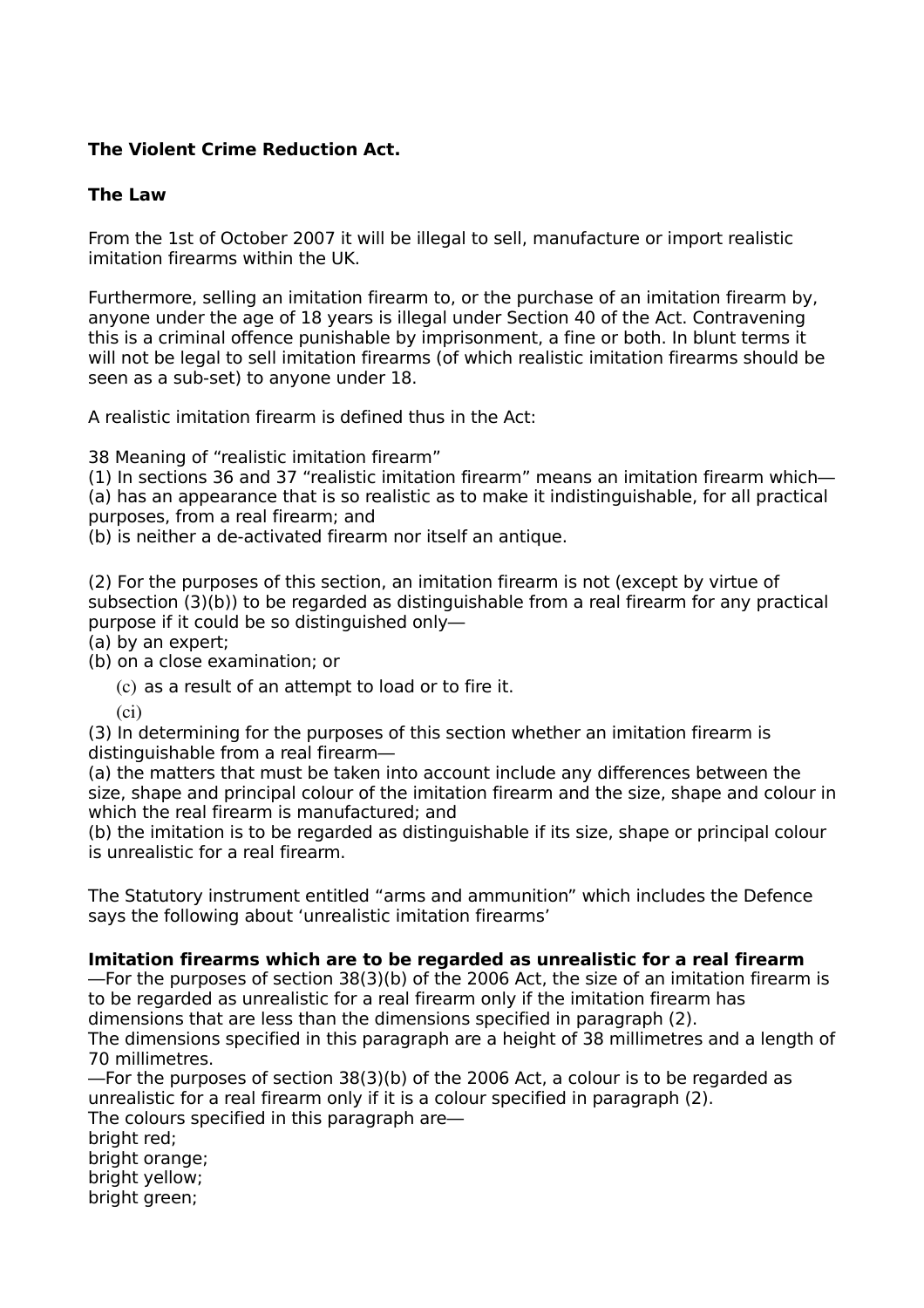**The Violent Crime Reduction Act.**

**The Law**

From the 1st of October 2007 it will be illegal to sell, manufacture or import realistic imitation firearms within the UK.

Furthermore, selling an imitation firearm to, or the purchase of an imitation firearm by, anyone under the age of 18 years is illegal under Section 40 of the Act. Contravening this is a criminal offence punishable by imprisonment, a fine or both. In blunt terms it will not be legal to sell imitation firearms (of which realistic imitation firearms should be seen as a sub-set) to anyone under 18.

A realistic imitation firearm is defined thus in the Act:

38 Meaning of "realistic imitation firearm"
(1) In sections 36 and 37 "realistic imitation firearm" means an imitation firearm which—
(a) has an appearance that is so realistic as to make it indistinguishable, for all practical purposes, from a real firearm; and
(b) is neither a de-activated firearm nor itself an antique.

(2) For the purposes of this section, an imitation firearm is not (except by virtue of subsection (3)(b)) to be regarded as distinguishable from a real firearm for any practical purpose if it could be so distinguished only—
(a) by an expert;
(b) on a close examination; or
(c) as a result of an attempt to load or to fire it.
(ci)
(3) In determining for the purposes of this section whether an imitation firearm is distinguishable from a real firearm—
(a) the matters that must be taken into account include any differences between the size, shape and principal colour of the imitation firearm and the size, shape and colour in which the real firearm is manufactured; and
(b) the imitation is to be regarded as distinguishable if its size, shape or principal colour is unrealistic for a real firearm.

The Statutory instrument entitled "arms and ammunition" which includes the Defence says the following about 'unrealistic imitation firearms'

**Imitation firearms which are to be regarded as unrealistic for a real firearm**
—For the purposes of section 38(3)(b) of the 2006 Act, the size of an imitation firearm is to be regarded as unrealistic for a real firearm only if the imitation firearm has dimensions that are less than the dimensions specified in paragraph (2).
The dimensions specified in this paragraph are a height of 38 millimetres and a length of 70 millimetres.
—For the purposes of section 38(3)(b) of the 2006 Act, a colour is to be regarded as unrealistic for a real firearm only if it is a colour specified in paragraph (2).
The colours specified in this paragraph are—
bright red;
bright orange;
bright yellow;
bright green;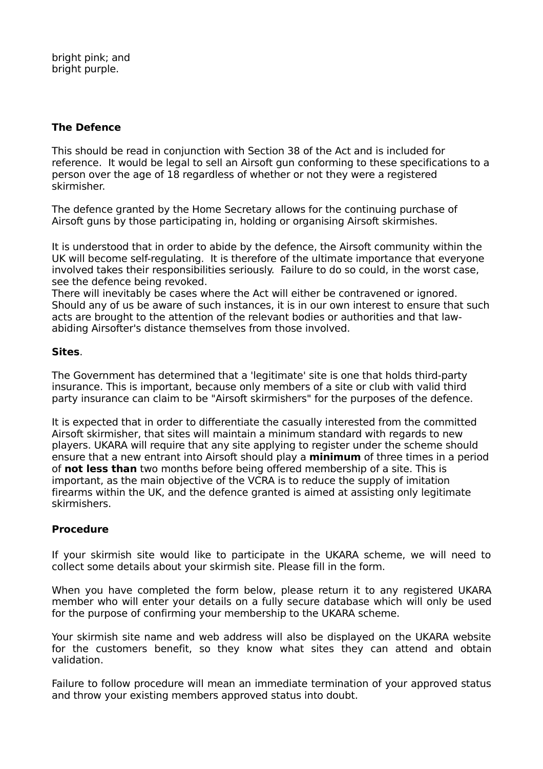bright pink; and
bright purple.

**The Defence**

This should be read in conjunction with Section 38 of the Act and is included for reference. It would be legal to sell an Airsoft gun conforming to these specifications to a person over the age of 18 regardless of whether or not they were a registered skirmisher.

The defence granted by the Home Secretary allows for the continuing purchase of Airsoft guns by those participating in, holding or organising Airsoft skirmishes.

It is understood that in order to abide by the defence, the Airsoft community within the UK will become self-regulating. It is therefore of the ultimate importance that everyone involved takes their responsibilities seriously. Failure to do so could, in the worst case, see the defence being revoked.
There will inevitably be cases where the Act will either be contravened or ignored. Should any of us be aware of such instances, it is in our own interest to ensure that such acts are brought to the attention of the relevant bodies or authorities and that law-abiding Airsofter's distance themselves from those involved.

**Sites**.

The Government has determined that a 'legitimate' site is one that holds third-party insurance. This is important, because only members of a site or club with valid third party insurance can claim to be "Airsoft skirmishers" for the purposes of the defence.

It is expected that in order to differentiate the casually interested from the committed Airsoft skirmisher, that sites will maintain a minimum standard with regards to new players. UKARA will require that any site applying to register under the scheme should ensure that a new entrant into Airsoft should play a **minimum** of three times in a period of **not less than** two months before being offered membership of a site. This is important, as the main objective of the VCRA is to reduce the supply of imitation firearms within the UK, and the defence granted is aimed at assisting only legitimate skirmishers.

**Procedure**

If your skirmish site would like to participate in the UKARA scheme, we will need to collect some details about your skirmish site. Please fill in the form.

When you have completed the form below, please return it to any registered UKARA member who will enter your details on a fully secure database which will only be used for the purpose of confirming your membership to the UKARA scheme.

Your skirmish site name and web address will also be displayed on the UKARA website for the customers benefit, so they know what sites they can attend and obtain validation.

Failure to follow procedure will mean an immediate termination of your approved status and throw your existing members approved status into doubt.